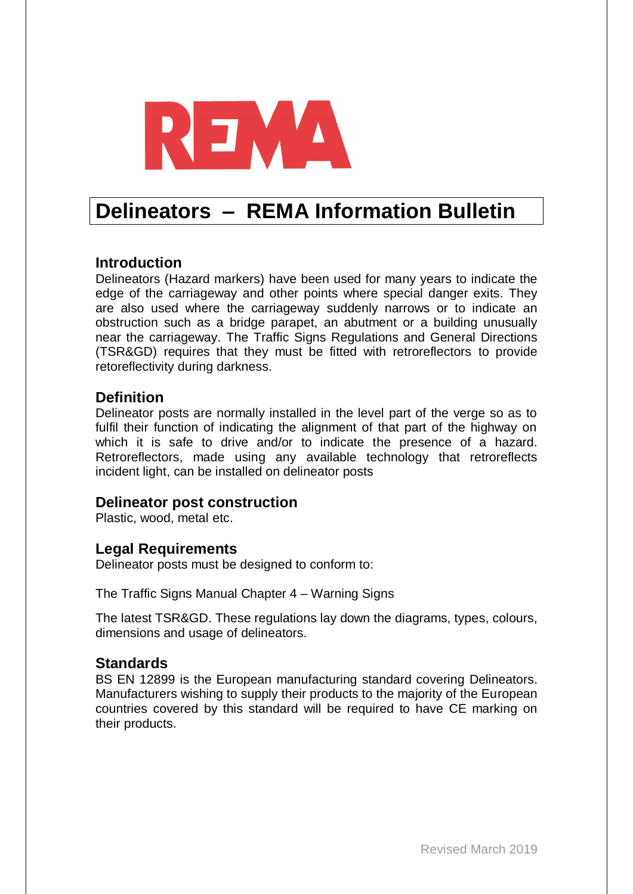REMA

# Delineators – REMA Information Bulletin

## Introduction

Delineators (Hazard markers) have been used for many years to indicate the edge of the carriageway and other points where special danger exits. They are also used where the carriageway suddenly narrows or to indicate an obstruction such as a bridge parapet, an abutment or a building unusually near the carriageway. The Traffic Signs Regulations and General Directions (TSR&GD) requires that they must be fitted with retroreflectors to provide retoreflectivity during darkness.

## Definition

Delineator posts are normally installed in the level part of the verge so as to fulfil their function of indicating the alignment of that part of the highway on which it is safe to drive and/or to indicate the presence of a hazard. Retroreflectors, made using any available technology that retroreflects incident light, can be installed on delineator posts

## Delineator post construction

Plastic, wood, metal etc.

## Legal Requirements

Delineator posts must be designed to conform to:

The Traffic Signs Manual Chapter 4 – Warning Signs

The latest TSR&GD. These regulations lay down the diagrams, types, colours, dimensions and usage of delineators.

## Standards

BS EN 12899 is the European manufacturing standard covering Delineators. Manufacturers wishing to supply their products to the majority of the European countries covered by this standard will be required to have CE marking on their products.

Revised March 2019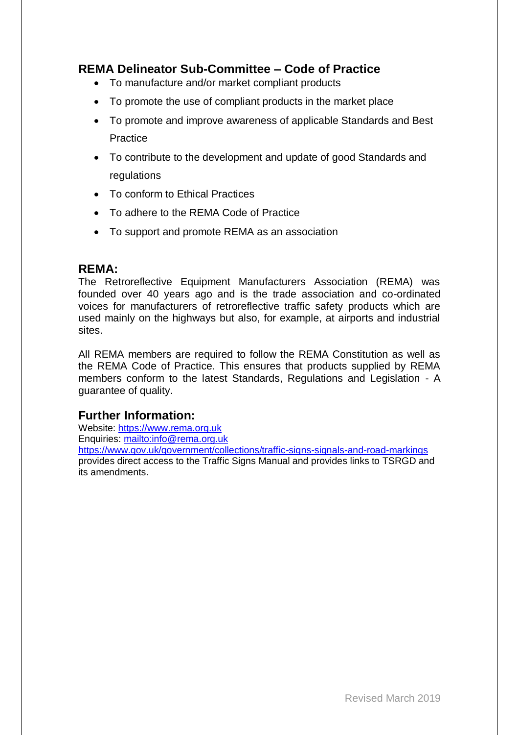## REMA Delineator Sub-Committee – Code of Practice

- To manufacture and/or market compliant products
- To promote the use of compliant products in the market place
- To promote and improve awareness of applicable Standards and Best Practice
- To contribute to the development and update of good Standards and regulations
- To conform to Ethical Practices
- To adhere to the REMA Code of Practice
- To support and promote REMA as an association

## REMA:

The Retroreflective Equipment Manufacturers Association (REMA) was founded over 40 years ago and is the trade association and co-ordinated voices for manufacturers of retroreflective traffic safety products which are used mainly on the highways but also, for example, at airports and industrial sites.

All REMA members are required to follow the REMA Constitution as well as the REMA Code of Practice. This ensures that products supplied by REMA members conform to the latest Standards, Regulations and Legislation - A guarantee of quality.

## Further Information:

Website: [https://www.rema.org.uk](https://www.rema.org.uk)
Enquiries: [mailto:info@rema.org.uk](mailto:info@rema.org.uk)
[https://www.gov.uk/government/collections/traffic-signs-signals-and-road-markings](https://www.gov.uk/government/collections/traffic-signs-signals-and-road-markings) provides direct access to the Traffic Signs Manual and provides links to TSRGD and its amendments.

Revised March 2019